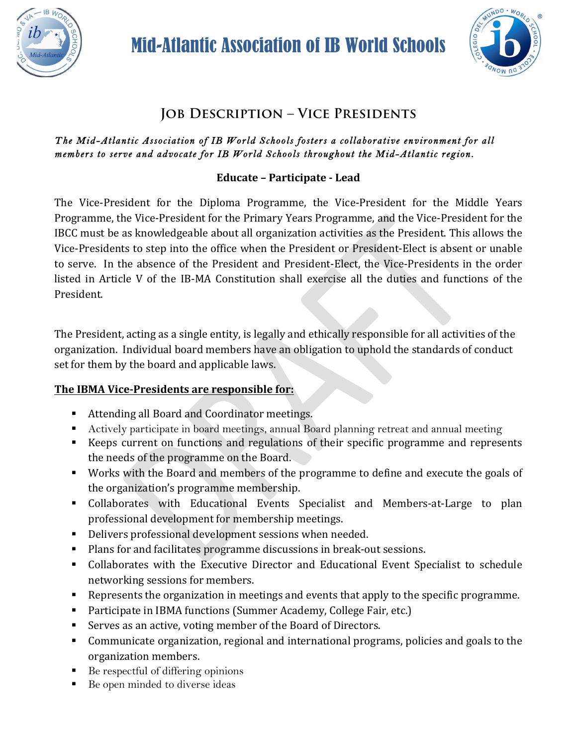# Mid-Atlantic Association of IB World Schools

## Job Description – Vice Presidents

*The Mid-Atlantic Association of IB World Schools fosters a collaborative environment for all members to serve and advocate for IB World Schools throughout the Mid-Atlantic region.*

**Educate – Participate - Lead**

The Vice-President for the Diploma Programme, the Vice-President for the Middle Years Programme, the Vice-President for the Primary Years Programme, and the Vice-President for the IBCC must be as knowledgeable about all organization activities as the President. This allows the Vice-Presidents to step into the office when the President or President-Elect is absent or unable to serve. In the absence of the President and President-Elect, the Vice-Presidents in the order listed in Article V of the IB-MA Constitution shall exercise all the duties and functions of the President.

The President, acting as a single entity, is legally and ethically responsible for all activities of the organization. Individual board members have an obligation to uphold the standards of conduct set for them by the board and applicable laws.

**<u>The IBMA Vice-Presidents are responsible for:</u>**

- Attending all Board and Coordinator meetings.
- Actively participate in board meetings, annual Board planning retreat and annual meeting
- Keeps current on functions and regulations of their specific programme and represents the needs of the programme on the Board.
- Works with the Board and members of the programme to define and execute the goals of the organization's programme membership.
- Collaborates with Educational Events Specialist and Members-at-Large to plan professional development for membership meetings.
- Delivers professional development sessions when needed.
- Plans for and facilitates programme discussions in break-out sessions.
- Collaborates with the Executive Director and Educational Event Specialist to schedule networking sessions for members.
- Represents the organization in meetings and events that apply to the specific programme.
- Participate in IBMA functions (Summer Academy, College Fair, etc.)
- Serves as an active, voting member of the Board of Directors.
- Communicate organization, regional and international programs, policies and goals to the organization members.
- Be respectful of differing opinions
- Be open minded to diverse ideas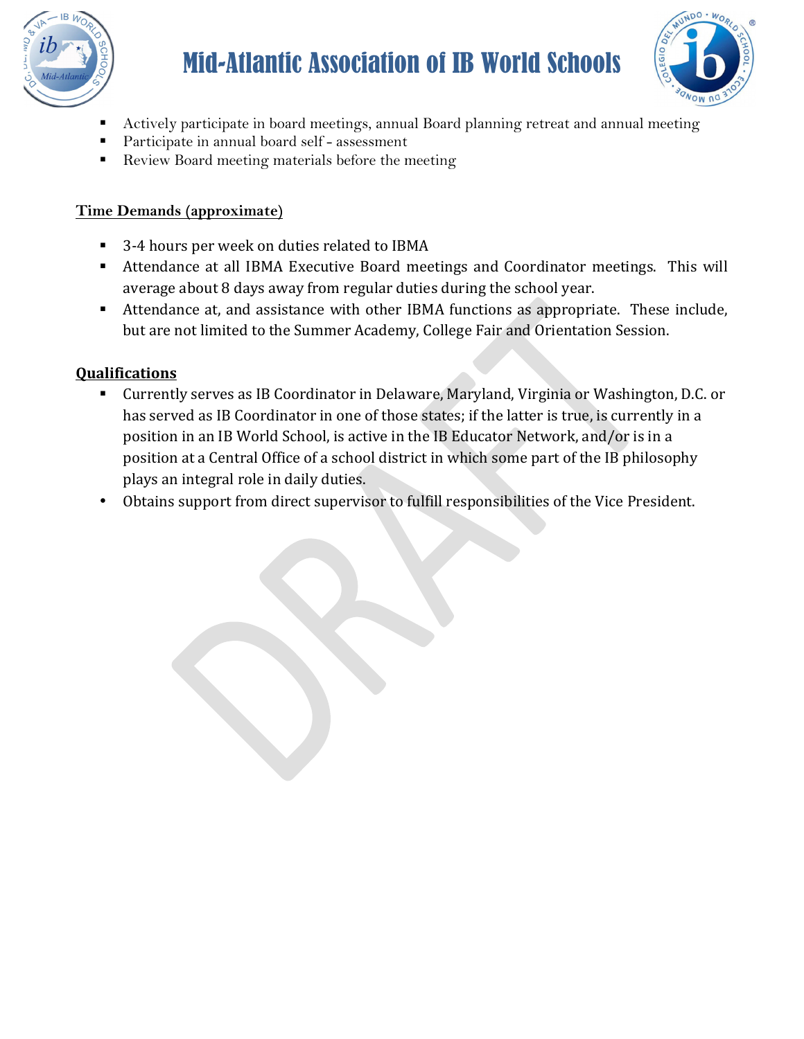- Actively participate in board meetings, annual Board planning retreat and annual meeting
- Participate in annual board self - assessment
- Review Board meeting materials before the meeting

**Time Demands (approximate)**

- 3-4 hours per week on duties related to IBMA
- Attendance at all IBMA Executive Board meetings and Coordinator meetings. This will average about 8 days away from regular duties during the school year.
- Attendance at, and assistance with other IBMA functions as appropriate. These include, but are not limited to the Summer Academy, College Fair and Orientation Session.

**Qualifications**

- Currently serves as IB Coordinator in Delaware, Maryland, Virginia or Washington, D.C. or has served as IB Coordinator in one of those states; if the latter is true, is currently in a position in an IB World School, is active in the IB Educator Network, and/or is in a position at a Central Office of a school district in which some part of the IB philosophy plays an integral role in daily duties.
- Obtains support from direct supervisor to fulfill responsibilities of the Vice President.